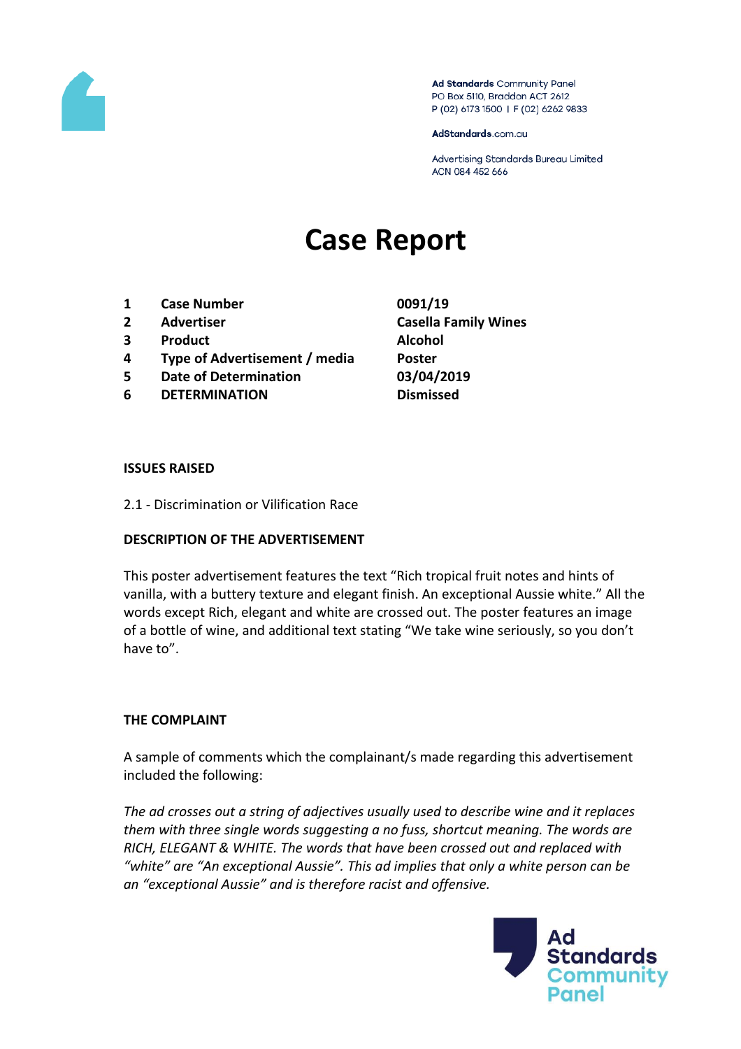Ad Standards Community Panel
PO Box 5110, Braddon ACT 2612
P (02) 6173 1500 | F (02) 6262 9833

AdStandards.com.au

Advertising Standards Bureau Limited
ACN 084 452 666

# Case Report

| | | |
|---|---|---|
| **1** | **Case Number** | **0091/19** |
| **2** | **Advertiser** | **Casella Family Wines** |
| **3** | **Product** | **Alcohol** |
| **4** | **Type of Advertisement / media** | **Poster** |
| **5** | **Date of Determination** | **03/04/2019** |
| **6** | **DETERMINATION** | **Dismissed** |

**ISSUES RAISED**

2.1 - Discrimination or Vilification Race

**DESCRIPTION OF THE ADVERTISEMENT**

This poster advertisement features the text "Rich tropical fruit notes and hints of vanilla, with a buttery texture and elegant finish. An exceptional Aussie white." All the words except Rich, elegant and white are crossed out. The poster features an image of a bottle of wine, and additional text stating "We take wine seriously, so you don't have to".

**THE COMPLAINT**

A sample of comments which the complainant/s made regarding this advertisement included the following:

*The ad crosses out a string of adjectives usually used to describe wine and it replaces them with three single words suggesting a no fuss, shortcut meaning. The words are RICH, ELEGANT & WHITE. The words that have been crossed out and replaced with "white" are "An exceptional Aussie". This ad implies that only a white person can be an "exceptional Aussie" and is therefore racist and offensive.*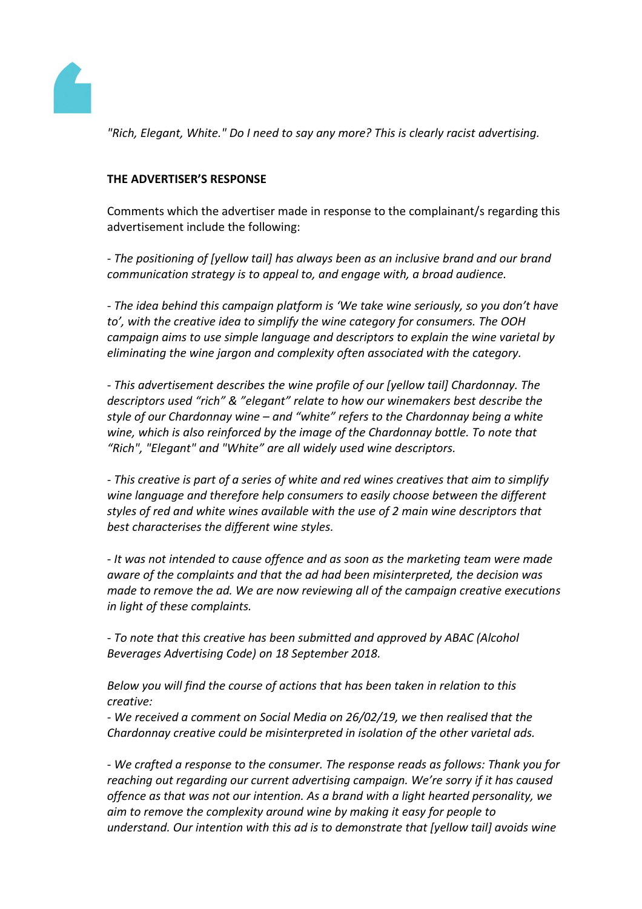*"Rich, Elegant, White." Do I need to say any more? This is clearly racist advertising.*

**THE ADVERTISER'S RESPONSE**

Comments which the advertiser made in response to the complainant/s regarding this advertisement include the following:

*- The positioning of [yellow tail] has always been as an inclusive brand and our brand communication strategy is to appeal to, and engage with, a broad audience.*

*- The idea behind this campaign platform is 'We take wine seriously, so you don't have to', with the creative idea to simplify the wine category for consumers. The OOH campaign aims to use simple language and descriptors to explain the wine varietal by eliminating the wine jargon and complexity often associated with the category.*

*- This advertisement describes the wine profile of our [yellow tail] Chardonnay. The descriptors used "rich" & "elegant" relate to how our winemakers best describe the style of our Chardonnay wine – and "white" refers to the Chardonnay being a white wine, which is also reinforced by the image of the Chardonnay bottle. To note that "Rich", "Elegant" and "White" are all widely used wine descriptors.*

*- This creative is part of a series of white and red wines creatives that aim to simplify wine language and therefore help consumers to easily choose between the different styles of red and white wines available with the use of 2 main wine descriptors that best characterises the different wine styles.*

*- It was not intended to cause offence and as soon as the marketing team were made aware of the complaints and that the ad had been misinterpreted, the decision was made to remove the ad. We are now reviewing all of the campaign creative executions in light of these complaints.*

*- To note that this creative has been submitted and approved by ABAC (Alcohol Beverages Advertising Code) on 18 September 2018.*

*Below you will find the course of actions that has been taken in relation to this creative:*

*- We received a comment on Social Media on 26/02/19, we then realised that the Chardonnay creative could be misinterpreted in isolation of the other varietal ads.*

*- We crafted a response to the consumer. The response reads as follows: Thank you for reaching out regarding our current advertising campaign. We're sorry if it has caused offence as that was not our intention. As a brand with a light hearted personality, we aim to remove the complexity around wine by making it easy for people to understand. Our intention with this ad is to demonstrate that [yellow tail] avoids wine*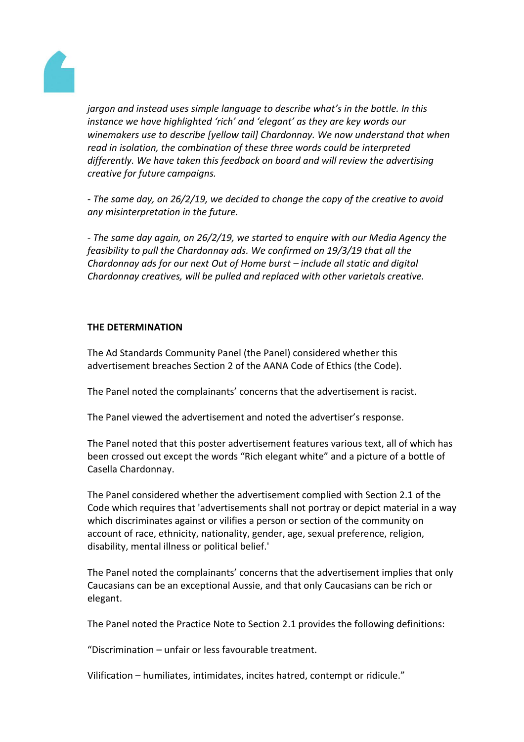*jargon and instead uses simple language to describe what's in the bottle. In this instance we have highlighted 'rich' and 'elegant' as they are key words our winemakers use to describe [yellow tail] Chardonnay. We now understand that when read in isolation, the combination of these three words could be interpreted differently. We have taken this feedback on board and will review the advertising creative for future campaigns.*

*- The same day, on 26/2/19, we decided to change the copy of the creative to avoid any misinterpretation in the future.*

*- The same day again, on 26/2/19, we started to enquire with our Media Agency the feasibility to pull the Chardonnay ads. We confirmed on 19/3/19 that all the Chardonnay ads for our next Out of Home burst – include all static and digital Chardonnay creatives, will be pulled and replaced with other varietals creative.*

**THE DETERMINATION**

The Ad Standards Community Panel (the Panel) considered whether this advertisement breaches Section 2 of the AANA Code of Ethics (the Code).

The Panel noted the complainants' concerns that the advertisement is racist.

The Panel viewed the advertisement and noted the advertiser's response.

The Panel noted that this poster advertisement features various text, all of which has been crossed out except the words "Rich elegant white" and a picture of a bottle of Casella Chardonnay.

The Panel considered whether the advertisement complied with Section 2.1 of the Code which requires that 'advertisements shall not portray or depict material in a way which discriminates against or vilifies a person or section of the community on account of race, ethnicity, nationality, gender, age, sexual preference, religion, disability, mental illness or political belief.'

The Panel noted the complainants' concerns that the advertisement implies that only Caucasians can be an exceptional Aussie, and that only Caucasians can be rich or elegant.

The Panel noted the Practice Note to Section 2.1 provides the following definitions:

"Discrimination – unfair or less favourable treatment.

Vilification – humiliates, intimidates, incites hatred, contempt or ridicule."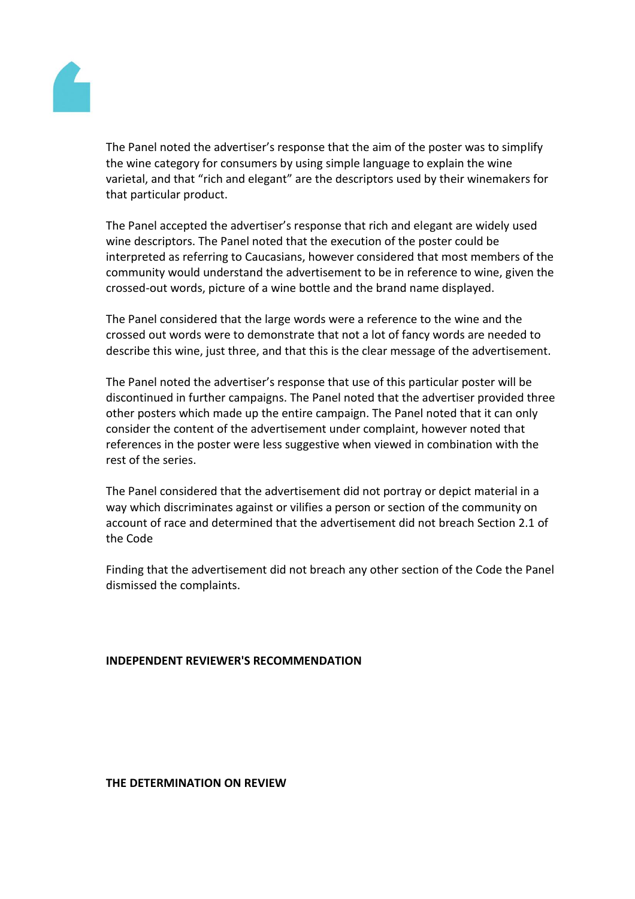The Panel noted the advertiser's response that the aim of the poster was to simplify the wine category for consumers by using simple language to explain the wine varietal, and that "rich and elegant" are the descriptors used by their winemakers for that particular product.

The Panel accepted the advertiser's response that rich and elegant are widely used wine descriptors. The Panel noted that the execution of the poster could be interpreted as referring to Caucasians, however considered that most members of the community would understand the advertisement to be in reference to wine, given the crossed-out words, picture of a wine bottle and the brand name displayed.

The Panel considered that the large words were a reference to the wine and the crossed out words were to demonstrate that not a lot of fancy words are needed to describe this wine, just three, and that this is the clear message of the advertisement.

The Panel noted the advertiser's response that use of this particular poster will be discontinued in further campaigns. The Panel noted that the advertiser provided three other posters which made up the entire campaign. The Panel noted that it can only consider the content of the advertisement under complaint, however noted that references in the poster were less suggestive when viewed in combination with the rest of the series.

The Panel considered that the advertisement did not portray or depict material in a way which discriminates against or vilifies a person or section of the community on account of race and determined that the advertisement did not breach Section 2.1 of the Code

Finding that the advertisement did not breach any other section of the Code the Panel dismissed the complaints.

**INDEPENDENT REVIEWER'S RECOMMENDATION**

**THE DETERMINATION ON REVIEW**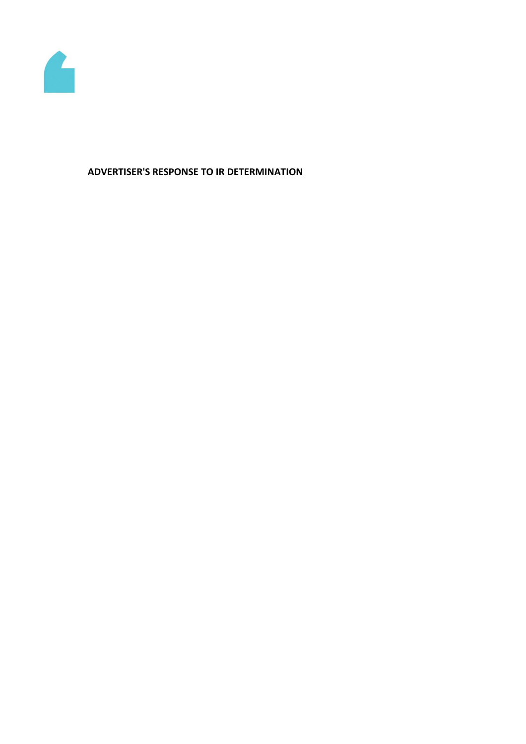**ADVERTISER'S RESPONSE TO IR DETERMINATION**